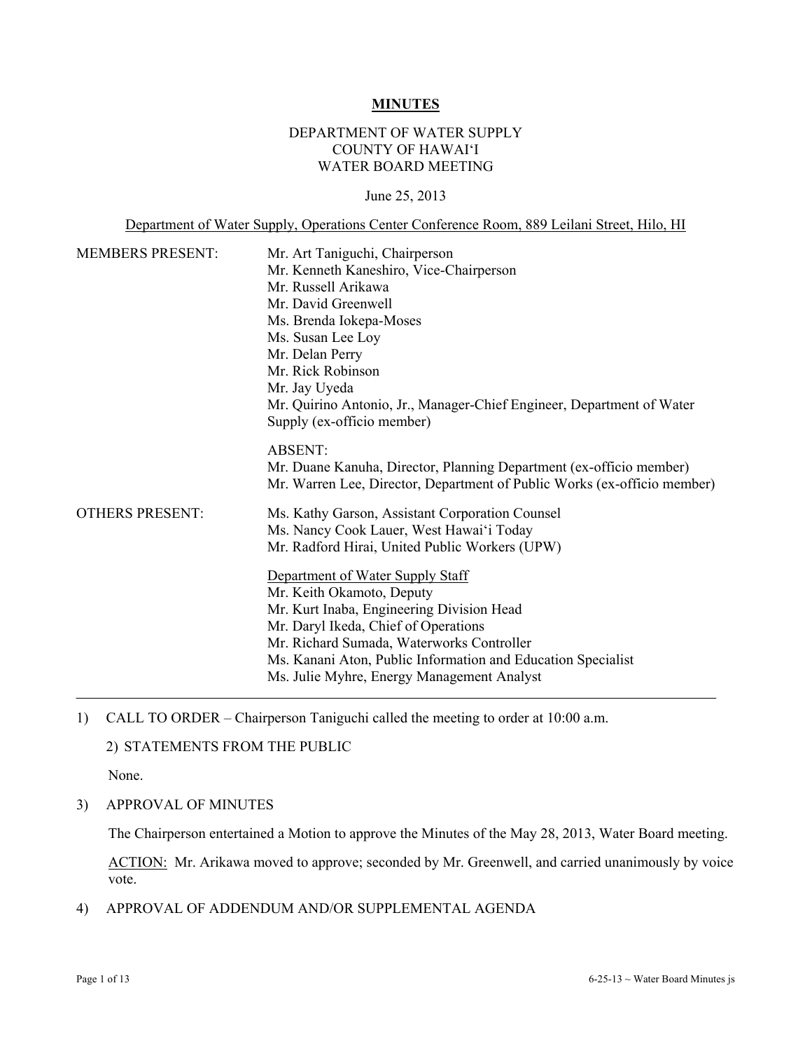**MINUTES**

DEPARTMENT OF WATER SUPPLY
COUNTY OF HAWAI'I
WATER BOARD MEETING

June 25, 2013

Department of Water Supply, Operations Center Conference Room, 889 Leilani Street, Hilo, HI

MEMBERS PRESENT:

Mr. Art Taniguchi, Chairperson
Mr. Kenneth Kaneshiro, Vice-Chairperson
Mr. Russell Arikawa
Mr. David Greenwell
Ms. Brenda Iokepa-Moses
Ms. Susan Lee Loy
Mr. Delan Perry
Mr. Rick Robinson
Mr. Jay Uyeda
Mr. Quirino Antonio, Jr., Manager-Chief Engineer, Department of Water Supply (ex-officio member)

ABSENT:
Mr. Duane Kanuha, Director, Planning Department (ex-officio member)
Mr. Warren Lee, Director, Department of Public Works (ex-officio member)

OTHERS PRESENT:

Ms. Kathy Garson, Assistant Corporation Counsel
Ms. Nancy Cook Lauer, West Hawai'i Today
Mr. Radford Hirai, United Public Workers (UPW)

Department of Water Supply Staff
Mr. Keith Okamoto, Deputy
Mr. Kurt Inaba, Engineering Division Head
Mr. Daryl Ikeda, Chief of Operations
Mr. Richard Sumada, Waterworks Controller
Ms. Kanani Aton, Public Information and Education Specialist
Ms. Julie Myhre, Energy Management Analyst

---

1) CALL TO ORDER – Chairperson Taniguchi called the meeting to order at 10:00 a.m.

2) STATEMENTS FROM THE PUBLIC

None.

3) APPROVAL OF MINUTES

The Chairperson entertained a Motion to approve the Minutes of the May 28, 2013, Water Board meeting.

ACTION: Mr. Arikawa moved to approve; seconded by Mr. Greenwell, and carried unanimously by voice vote.

4) APPROVAL OF ADDENDUM AND/OR SUPPLEMENTAL AGENDA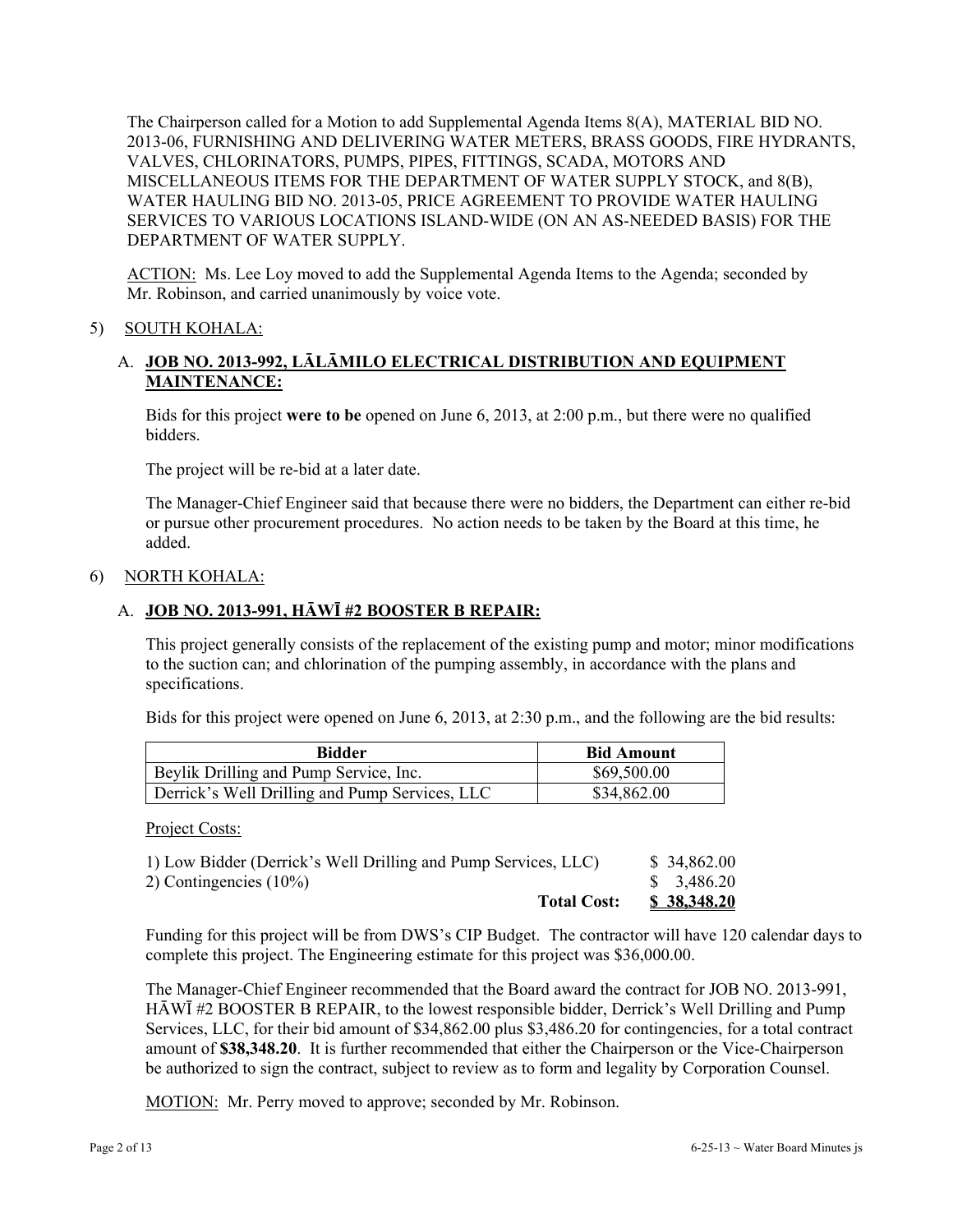The Chairperson called for a Motion to add Supplemental Agenda Items 8(A), MATERIAL BID NO. 2013-06, FURNISHING AND DELIVERING WATER METERS, BRASS GOODS, FIRE HYDRANTS, VALVES, CHLORINATORS, PUMPS, PIPES, FITTINGS, SCADA, MOTORS AND MISCELLANEOUS ITEMS FOR THE DEPARTMENT OF WATER SUPPLY STOCK, and 8(B), WATER HAULING BID NO. 2013-05, PRICE AGREEMENT TO PROVIDE WATER HAULING SERVICES TO VARIOUS LOCATIONS ISLAND-WIDE (ON AN AS-NEEDED BASIS) FOR THE DEPARTMENT OF WATER SUPPLY.

ACTION: Ms. Lee Loy moved to add the Supplemental Agenda Items to the Agenda; seconded by Mr. Robinson, and carried unanimously by voice vote.

5) SOUTH KOHALA:

A. **JOB NO. 2013-992, LĀLĀMILO ELECTRICAL DISTRIBUTION AND EQUIPMENT MAINTENANCE:**

Bids for this project **were to be** opened on June 6, 2013, at 2:00 p.m., but there were no qualified bidders.

The project will be re-bid at a later date.

The Manager-Chief Engineer said that because there were no bidders, the Department can either re-bid or pursue other procurement procedures. No action needs to be taken by the Board at this time, he added.

6) NORTH KOHALA:

A. **JOB NO. 2013-991, HĀWĪ #2 BOOSTER B REPAIR:**

This project generally consists of the replacement of the existing pump and motor; minor modifications to the suction can; and chlorination of the pumping assembly, in accordance with the plans and specifications.

Bids for this project were opened on June 6, 2013, at 2:30 p.m., and the following are the bid results:

| Bidder | Bid Amount |
|---|---|
| Beylik Drilling and Pump Service, Inc. | $69,500.00 |
| Derrick's Well Drilling and Pump Services, LLC | $34,862.00 |

Project Costs:

| | |
|---|---|
| 1) Low Bidder (Derrick's Well Drilling and Pump Services, LLC) | $ 34,862.00 |
| 2) Contingencies (10%) | $ 3,486.20 |
| **Total Cost:** | **$ 38,348.20** |

Funding for this project will be from DWS's CIP Budget. The contractor will have 120 calendar days to complete this project. The Engineering estimate for this project was $36,000.00.

The Manager-Chief Engineer recommended that the Board award the contract for JOB NO. 2013-991, HĀWĪ #2 BOOSTER B REPAIR, to the lowest responsible bidder, Derrick's Well Drilling and Pump Services, LLC, for their bid amount of $34,862.00 plus $3,486.20 for contingencies, for a total contract amount of **$38,348.20**. It is further recommended that either the Chairperson or the Vice-Chairperson be authorized to sign the contract, subject to review as to form and legality by Corporation Counsel.

MOTION: Mr. Perry moved to approve; seconded by Mr. Robinson.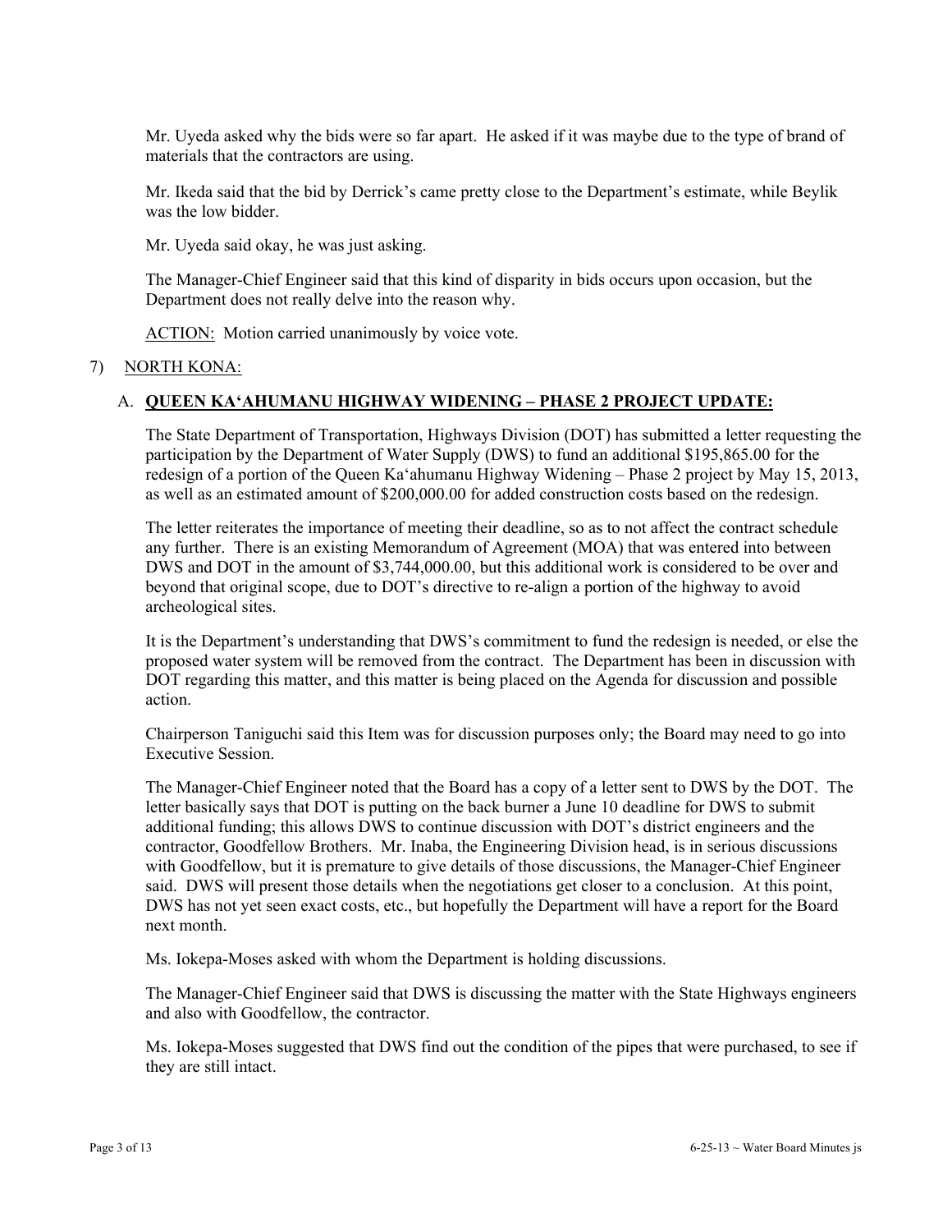Mr. Uyeda asked why the bids were so far apart. He asked if it was maybe due to the type of brand of materials that the contractors are using.

Mr. Ikeda said that the bid by Derrick's came pretty close to the Department's estimate, while Beylik was the low bidder.

Mr. Uyeda said okay, he was just asking.

The Manager-Chief Engineer said that this kind of disparity in bids occurs upon occasion, but the Department does not really delve into the reason why.

ACTION: Motion carried unanimously by voice vote.

7) NORTH KONA:

A. **QUEEN KAʻAHUMANU HIGHWAY WIDENING – PHASE 2 PROJECT UPDATE:**

The State Department of Transportation, Highways Division (DOT) has submitted a letter requesting the participation by the Department of Water Supply (DWS) to fund an additional $195,865.00 for the redesign of a portion of the Queen Kaʻahumanu Highway Widening – Phase 2 project by May 15, 2013, as well as an estimated amount of $200,000.00 for added construction costs based on the redesign.

The letter reiterates the importance of meeting their deadline, so as to not affect the contract schedule any further. There is an existing Memorandum of Agreement (MOA) that was entered into between DWS and DOT in the amount of $3,744,000.00, but this additional work is considered to be over and beyond that original scope, due to DOT's directive to re-align a portion of the highway to avoid archeological sites.

It is the Department's understanding that DWS's commitment to fund the redesign is needed, or else the proposed water system will be removed from the contract. The Department has been in discussion with DOT regarding this matter, and this matter is being placed on the Agenda for discussion and possible action.

Chairperson Taniguchi said this Item was for discussion purposes only; the Board may need to go into Executive Session.

The Manager-Chief Engineer noted that the Board has a copy of a letter sent to DWS by the DOT. The letter basically says that DOT is putting on the back burner a June 10 deadline for DWS to submit additional funding; this allows DWS to continue discussion with DOT's district engineers and the contractor, Goodfellow Brothers. Mr. Inaba, the Engineering Division head, is in serious discussions with Goodfellow, but it is premature to give details of those discussions, the Manager-Chief Engineer said. DWS will present those details when the negotiations get closer to a conclusion. At this point, DWS has not yet seen exact costs, etc., but hopefully the Department will have a report for the Board next month.

Ms. Iokepa-Moses asked with whom the Department is holding discussions.

The Manager-Chief Engineer said that DWS is discussing the matter with the State Highways engineers and also with Goodfellow, the contractor.

Ms. Iokepa-Moses suggested that DWS find out the condition of the pipes that were purchased, to see if they are still intact.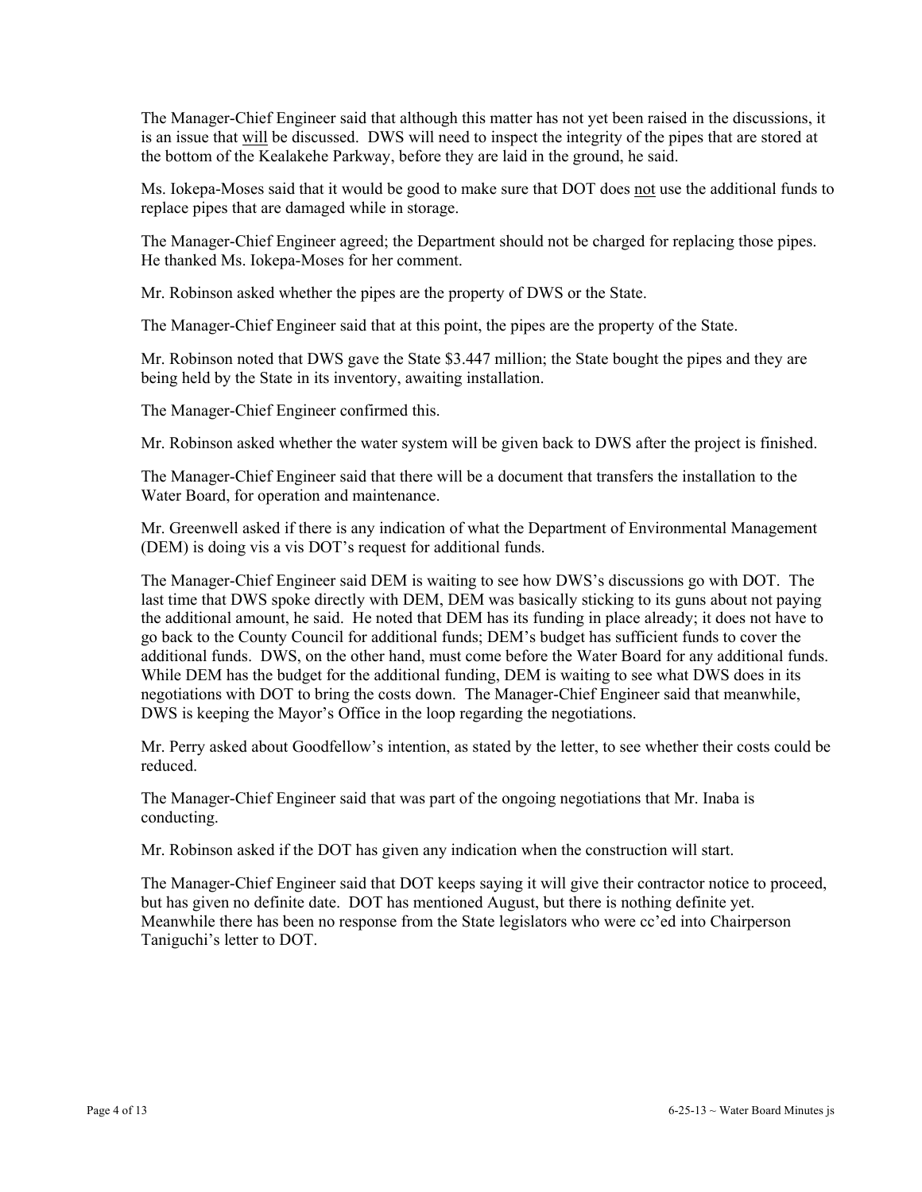The Manager-Chief Engineer said that although this matter has not yet been raised in the discussions, it is an issue that <u>will</u> be discussed. DWS will need to inspect the integrity of the pipes that are stored at the bottom of the Kealakehe Parkway, before they are laid in the ground, he said.

Ms. Iokepa-Moses said that it would be good to make sure that DOT does <u>not</u> use the additional funds to replace pipes that are damaged while in storage.

The Manager-Chief Engineer agreed; the Department should not be charged for replacing those pipes. He thanked Ms. Iokepa-Moses for her comment.

Mr. Robinson asked whether the pipes are the property of DWS or the State.

The Manager-Chief Engineer said that at this point, the pipes are the property of the State.

Mr. Robinson noted that DWS gave the State $3.447 million; the State bought the pipes and they are being held by the State in its inventory, awaiting installation.

The Manager-Chief Engineer confirmed this.

Mr. Robinson asked whether the water system will be given back to DWS after the project is finished.

The Manager-Chief Engineer said that there will be a document that transfers the installation to the Water Board, for operation and maintenance.

Mr. Greenwell asked if there is any indication of what the Department of Environmental Management (DEM) is doing vis a vis DOT's request for additional funds.

The Manager-Chief Engineer said DEM is waiting to see how DWS's discussions go with DOT. The last time that DWS spoke directly with DEM, DEM was basically sticking to its guns about not paying the additional amount, he said. He noted that DEM has its funding in place already; it does not have to go back to the County Council for additional funds; DEM's budget has sufficient funds to cover the additional funds. DWS, on the other hand, must come before the Water Board for any additional funds. While DEM has the budget for the additional funding, DEM is waiting to see what DWS does in its negotiations with DOT to bring the costs down. The Manager-Chief Engineer said that meanwhile, DWS is keeping the Mayor's Office in the loop regarding the negotiations.

Mr. Perry asked about Goodfellow's intention, as stated by the letter, to see whether their costs could be reduced.

The Manager-Chief Engineer said that was part of the ongoing negotiations that Mr. Inaba is conducting.

Mr. Robinson asked if the DOT has given any indication when the construction will start.

The Manager-Chief Engineer said that DOT keeps saying it will give their contractor notice to proceed, but has given no definite date. DOT has mentioned August, but there is nothing definite yet. Meanwhile there has been no response from the State legislators who were cc'ed into Chairperson Taniguchi's letter to DOT.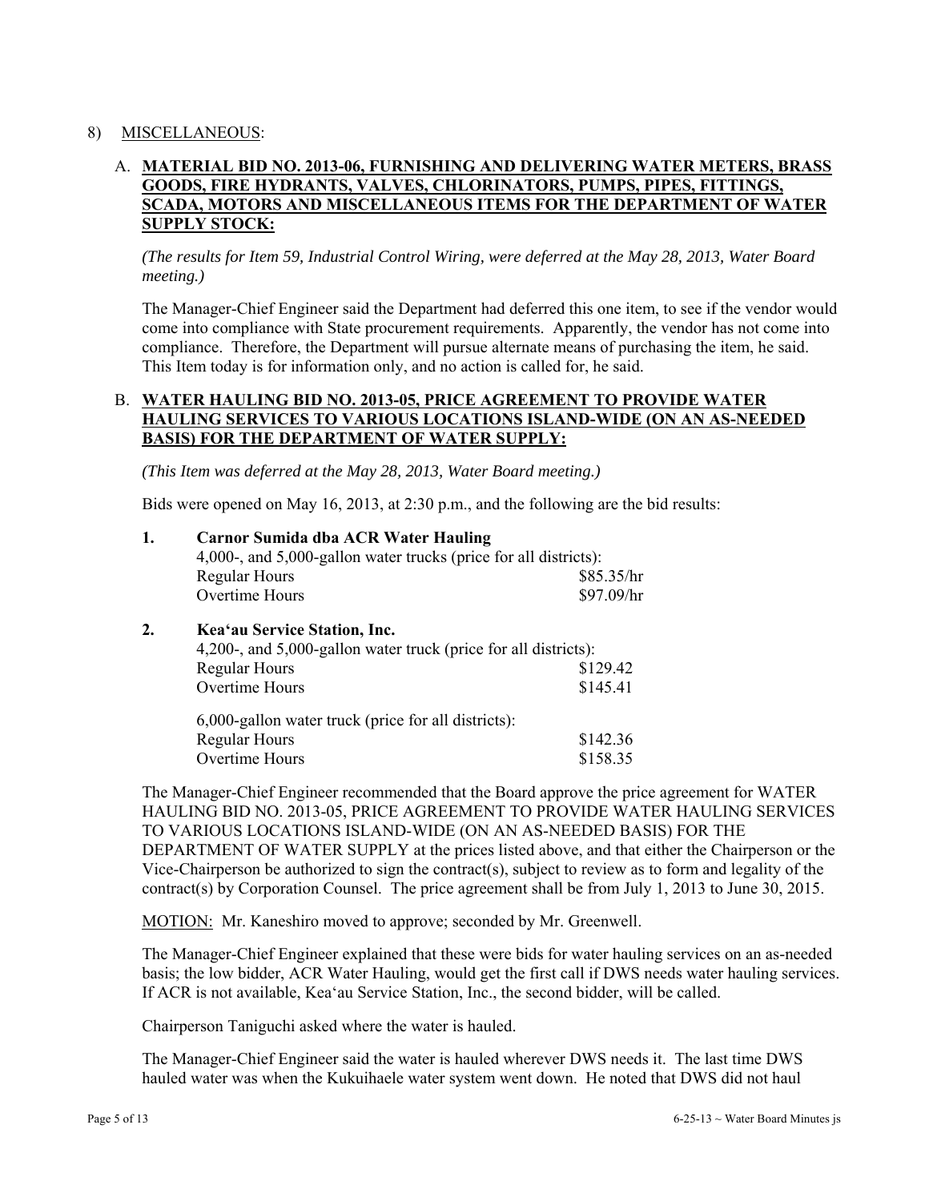8) MISCELLANEOUS:

A. **MATERIAL BID NO. 2013-06, FURNISHING AND DELIVERING WATER METERS, BRASS GOODS, FIRE HYDRANTS, VALVES, CHLORINATORS, PUMPS, PIPES, FITTINGS, SCADA, MOTORS AND MISCELLANEOUS ITEMS FOR THE DEPARTMENT OF WATER SUPPLY STOCK:**

*(The results for Item 59, Industrial Control Wiring, were deferred at the May 28, 2013, Water Board meeting.)*

The Manager-Chief Engineer said the Department had deferred this one item, to see if the vendor would come into compliance with State procurement requirements. Apparently, the vendor has not come into compliance. Therefore, the Department will pursue alternate means of purchasing the item, he said. This Item today is for information only, and no action is called for, he said.

B. **WATER HAULING BID NO. 2013-05, PRICE AGREEMENT TO PROVIDE WATER HAULING SERVICES TO VARIOUS LOCATIONS ISLAND-WIDE (ON AN AS-NEEDED BASIS) FOR THE DEPARTMENT OF WATER SUPPLY:**

*(This Item was deferred at the May 28, 2013, Water Board meeting.)*

Bids were opened on May 16, 2013, at 2:30 p.m., and the following are the bid results:

1. **Carnor Sumida dba ACR Water Hauling**

| 4,000-, and 5,000-gallon water trucks (price for all districts): | |
|---|---|
| Regular Hours | \$85.35/hr |
| Overtime Hours | \$97.09/hr |

2. **Kea'au Service Station, Inc.**

| 4,200-, and 5,000-gallon water truck (price for all districts): | |
|---|---|
| Regular Hours | \$129.42 |
| Overtime Hours | \$145.41 |
| 6,000-gallon water truck (price for all districts): | |
| Regular Hours | \$142.36 |
| Overtime Hours | \$158.35 |

The Manager-Chief Engineer recommended that the Board approve the price agreement for WATER HAULING BID NO. 2013-05, PRICE AGREEMENT TO PROVIDE WATER HAULING SERVICES TO VARIOUS LOCATIONS ISLAND-WIDE (ON AN AS-NEEDED BASIS) FOR THE DEPARTMENT OF WATER SUPPLY at the prices listed above, and that either the Chairperson or the Vice-Chairperson be authorized to sign the contract(s), subject to review as to form and legality of the contract(s) by Corporation Counsel. The price agreement shall be from July 1, 2013 to June 30, 2015.

MOTION: Mr. Kaneshiro moved to approve; seconded by Mr. Greenwell.

The Manager-Chief Engineer explained that these were bids for water hauling services on an as-needed basis; the low bidder, ACR Water Hauling, would get the first call if DWS needs water hauling services. If ACR is not available, Kea'au Service Station, Inc., the second bidder, will be called.

Chairperson Taniguchi asked where the water is hauled.

The Manager-Chief Engineer said the water is hauled wherever DWS needs it. The last time DWS hauled water was when the Kukuihaele water system went down. He noted that DWS did not haul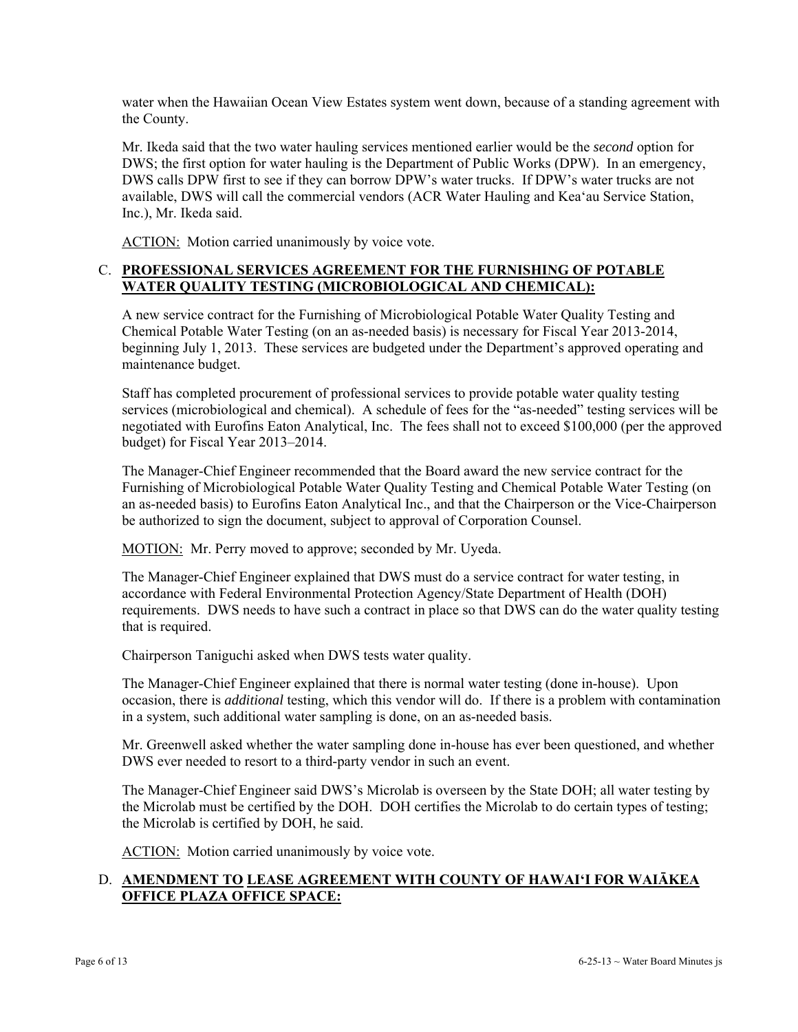water when the Hawaiian Ocean View Estates system went down, because of a standing agreement with the County.

Mr. Ikeda said that the two water hauling services mentioned earlier would be the *second* option for DWS; the first option for water hauling is the Department of Public Works (DPW). In an emergency, DWS calls DPW first to see if they can borrow DPW's water trucks. If DPW's water trucks are not available, DWS will call the commercial vendors (ACR Water Hauling and Kea'au Service Station, Inc.), Mr. Ikeda said.

ACTION: Motion carried unanimously by voice vote.

C. **PROFESSIONAL SERVICES AGREEMENT FOR THE FURNISHING OF POTABLE WATER QUALITY TESTING (MICROBIOLOGICAL AND CHEMICAL):**

A new service contract for the Furnishing of Microbiological Potable Water Quality Testing and Chemical Potable Water Testing (on an as-needed basis) is necessary for Fiscal Year 2013-2014, beginning July 1, 2013. These services are budgeted under the Department's approved operating and maintenance budget.

Staff has completed procurement of professional services to provide potable water quality testing services (microbiological and chemical). A schedule of fees for the "as-needed" testing services will be negotiated with Eurofins Eaton Analytical, Inc. The fees shall not to exceed $100,000 (per the approved budget) for Fiscal Year 2013–2014.

The Manager-Chief Engineer recommended that the Board award the new service contract for the Furnishing of Microbiological Potable Water Quality Testing and Chemical Potable Water Testing (on an as-needed basis) to Eurofins Eaton Analytical Inc., and that the Chairperson or the Vice-Chairperson be authorized to sign the document, subject to approval of Corporation Counsel.

MOTION: Mr. Perry moved to approve; seconded by Mr. Uyeda.

The Manager-Chief Engineer explained that DWS must do a service contract for water testing, in accordance with Federal Environmental Protection Agency/State Department of Health (DOH) requirements. DWS needs to have such a contract in place so that DWS can do the water quality testing that is required.

Chairperson Taniguchi asked when DWS tests water quality.

The Manager-Chief Engineer explained that there is normal water testing (done in-house). Upon occasion, there is *additional* testing, which this vendor will do. If there is a problem with contamination in a system, such additional water sampling is done, on an as-needed basis.

Mr. Greenwell asked whether the water sampling done in-house has ever been questioned, and whether DWS ever needed to resort to a third-party vendor in such an event.

The Manager-Chief Engineer said DWS's Microlab is overseen by the State DOH; all water testing by the Microlab must be certified by the DOH. DOH certifies the Microlab to do certain types of testing; the Microlab is certified by DOH, he said.

ACTION: Motion carried unanimously by voice vote.

D. **AMENDMENT TO LEASE AGREEMENT WITH COUNTY OF HAWAI'I FOR WAIĀKEA OFFICE PLAZA OFFICE SPACE:**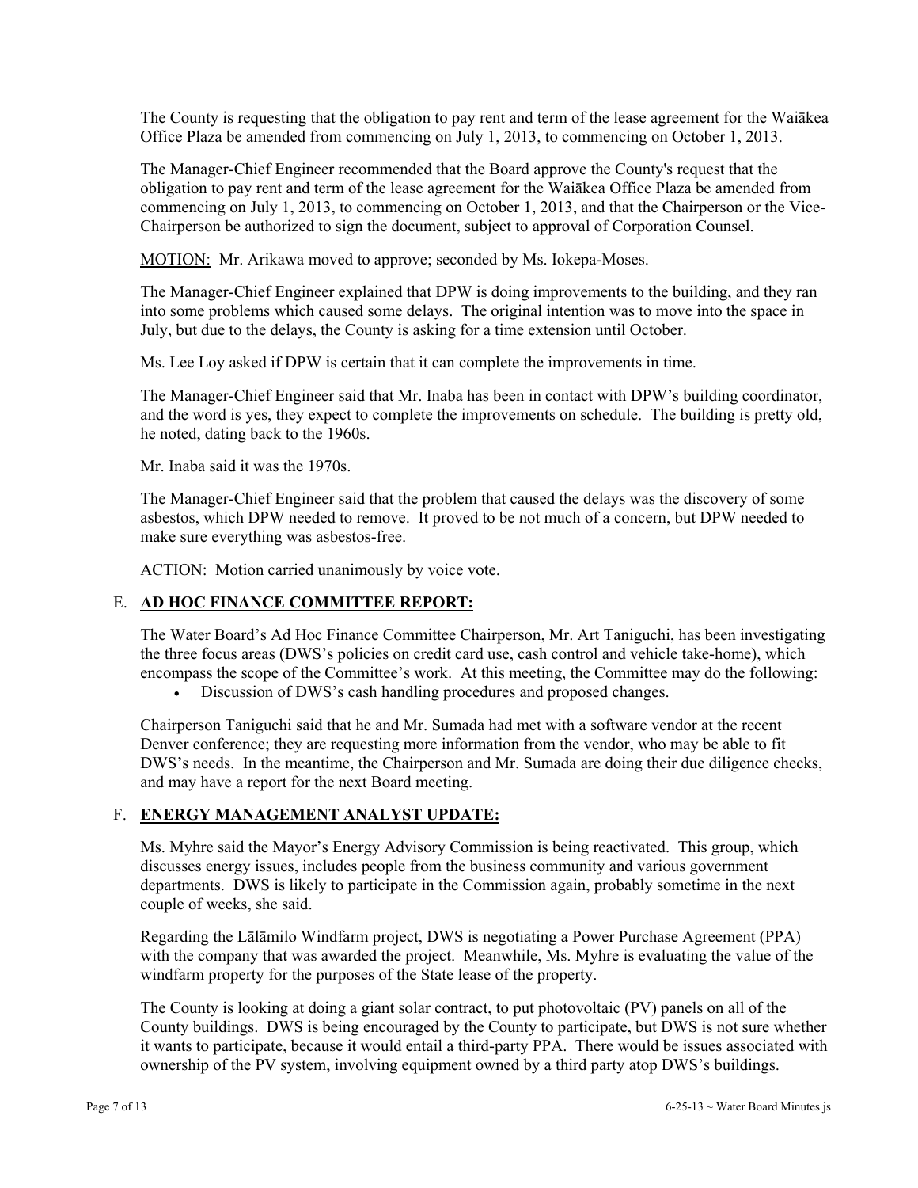The County is requesting that the obligation to pay rent and term of the lease agreement for the Waiākea Office Plaza be amended from commencing on July 1, 2013, to commencing on October 1, 2013.

The Manager-Chief Engineer recommended that the Board approve the County's request that the obligation to pay rent and term of the lease agreement for the Waiākea Office Plaza be amended from commencing on July 1, 2013, to commencing on October 1, 2013, and that the Chairperson or the Vice-Chairperson be authorized to sign the document, subject to approval of Corporation Counsel.

MOTION: Mr. Arikawa moved to approve; seconded by Ms. Iokepa-Moses.

The Manager-Chief Engineer explained that DPW is doing improvements to the building, and they ran into some problems which caused some delays. The original intention was to move into the space in July, but due to the delays, the County is asking for a time extension until October.

Ms. Lee Loy asked if DPW is certain that it can complete the improvements in time.

The Manager-Chief Engineer said that Mr. Inaba has been in contact with DPW's building coordinator, and the word is yes, they expect to complete the improvements on schedule. The building is pretty old, he noted, dating back to the 1960s.

Mr. Inaba said it was the 1970s.

The Manager-Chief Engineer said that the problem that caused the delays was the discovery of some asbestos, which DPW needed to remove. It proved to be not much of a concern, but DPW needed to make sure everything was asbestos-free.

ACTION: Motion carried unanimously by voice vote.

## E. AD HOC FINANCE COMMITTEE REPORT:

The Water Board's Ad Hoc Finance Committee Chairperson, Mr. Art Taniguchi, has been investigating the three focus areas (DWS's policies on credit card use, cash control and vehicle take-home), which encompass the scope of the Committee's work. At this meeting, the Committee may do the following:

- Discussion of DWS's cash handling procedures and proposed changes.

Chairperson Taniguchi said that he and Mr. Sumada had met with a software vendor at the recent Denver conference; they are requesting more information from the vendor, who may be able to fit DWS's needs. In the meantime, the Chairperson and Mr. Sumada are doing their due diligence checks, and may have a report for the next Board meeting.

## F. ENERGY MANAGEMENT ANALYST UPDATE:

Ms. Myhre said the Mayor's Energy Advisory Commission is being reactivated. This group, which discusses energy issues, includes people from the business community and various government departments. DWS is likely to participate in the Commission again, probably sometime in the next couple of weeks, she said.

Regarding the Lālāmilo Windfarm project, DWS is negotiating a Power Purchase Agreement (PPA) with the company that was awarded the project. Meanwhile, Ms. Myhre is evaluating the value of the windfarm property for the purposes of the State lease of the property.

The County is looking at doing a giant solar contract, to put photovoltaic (PV) panels on all of the County buildings. DWS is being encouraged by the County to participate, but DWS is not sure whether it wants to participate, because it would entail a third-party PPA. There would be issues associated with ownership of the PV system, involving equipment owned by a third party atop DWS's buildings.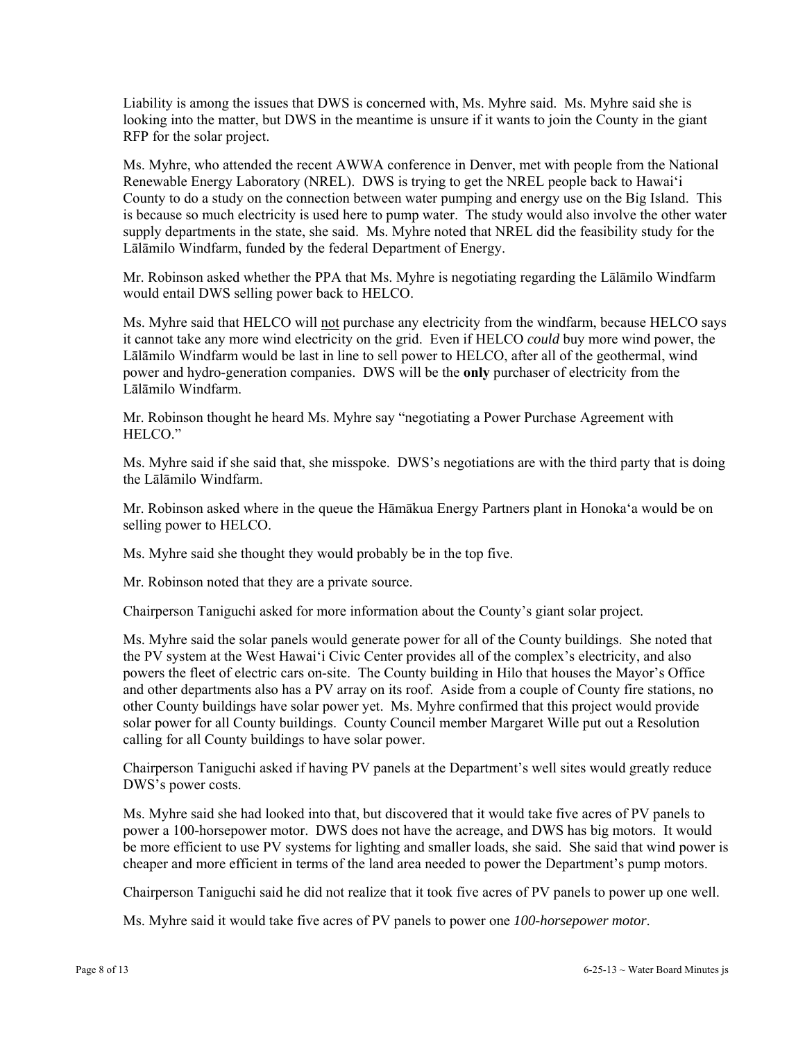Liability is among the issues that DWS is concerned with, Ms. Myhre said. Ms. Myhre said she is looking into the matter, but DWS in the meantime is unsure if it wants to join the County in the giant RFP for the solar project.

Ms. Myhre, who attended the recent AWWA conference in Denver, met with people from the National Renewable Energy Laboratory (NREL). DWS is trying to get the NREL people back to Hawai‘i County to do a study on the connection between water pumping and energy use on the Big Island. This is because so much electricity is used here to pump water. The study would also involve the other water supply departments in the state, she said. Ms. Myhre noted that NREL did the feasibility study for the Lālāmilo Windfarm, funded by the federal Department of Energy.

Mr. Robinson asked whether the PPA that Ms. Myhre is negotiating regarding the Lālāmilo Windfarm would entail DWS selling power back to HELCO.

Ms. Myhre said that HELCO will not purchase any electricity from the windfarm, because HELCO says it cannot take any more wind electricity on the grid. Even if HELCO *could* buy more wind power, the Lālāmilo Windfarm would be last in line to sell power to HELCO, after all of the geothermal, wind power and hydro-generation companies. DWS will be the **only** purchaser of electricity from the Lālāmilo Windfarm.

Mr. Robinson thought he heard Ms. Myhre say "negotiating a Power Purchase Agreement with HELCO."

Ms. Myhre said if she said that, she misspoke. DWS's negotiations are with the third party that is doing the Lālāmilo Windfarm.

Mr. Robinson asked where in the queue the Hāmākua Energy Partners plant in Honoka‘a would be on selling power to HELCO.

Ms. Myhre said she thought they would probably be in the top five.

Mr. Robinson noted that they are a private source.

Chairperson Taniguchi asked for more information about the County's giant solar project.

Ms. Myhre said the solar panels would generate power for all of the County buildings. She noted that the PV system at the West Hawai‘i Civic Center provides all of the complex's electricity, and also powers the fleet of electric cars on-site. The County building in Hilo that houses the Mayor's Office and other departments also has a PV array on its roof. Aside from a couple of County fire stations, no other County buildings have solar power yet. Ms. Myhre confirmed that this project would provide solar power for all County buildings. County Council member Margaret Wille put out a Resolution calling for all County buildings to have solar power.

Chairperson Taniguchi asked if having PV panels at the Department's well sites would greatly reduce DWS's power costs.

Ms. Myhre said she had looked into that, but discovered that it would take five acres of PV panels to power a 100-horsepower motor. DWS does not have the acreage, and DWS has big motors. It would be more efficient to use PV systems for lighting and smaller loads, she said. She said that wind power is cheaper and more efficient in terms of the land area needed to power the Department's pump motors.

Chairperson Taniguchi said he did not realize that it took five acres of PV panels to power up one well.

Ms. Myhre said it would take five acres of PV panels to power one *100-horsepower motor*.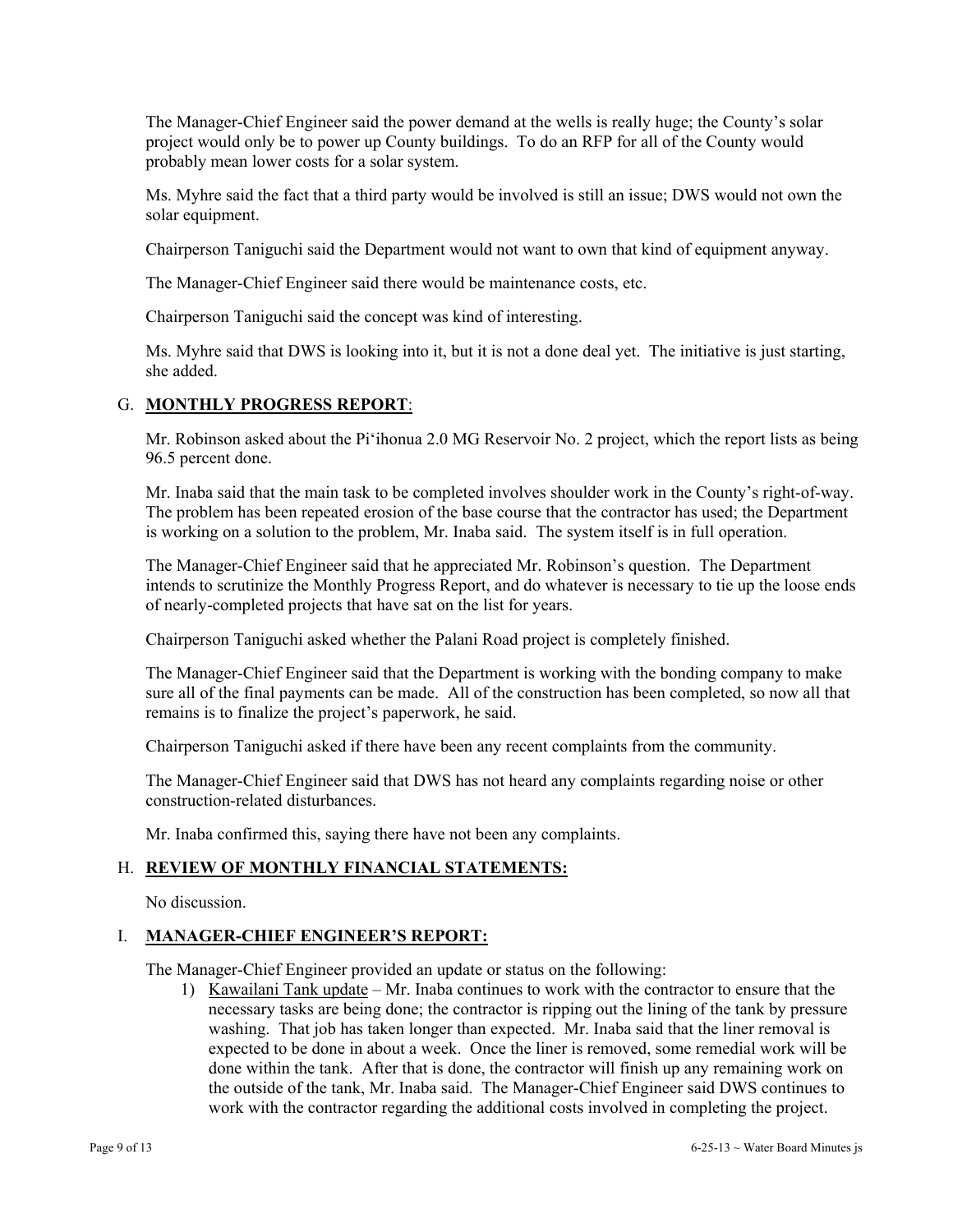The Manager-Chief Engineer said the power demand at the wells is really huge; the County's solar project would only be to power up County buildings. To do an RFP for all of the County would probably mean lower costs for a solar system.

Ms. Myhre said the fact that a third party would be involved is still an issue; DWS would not own the solar equipment.

Chairperson Taniguchi said the Department would not want to own that kind of equipment anyway.

The Manager-Chief Engineer said there would be maintenance costs, etc.

Chairperson Taniguchi said the concept was kind of interesting.

Ms. Myhre said that DWS is looking into it, but it is not a done deal yet. The initiative is just starting, she added.

## G. **MONTHLY PROGRESS REPORT**:

Mr. Robinson asked about the Pi'ihonua 2.0 MG Reservoir No. 2 project, which the report lists as being 96.5 percent done.

Mr. Inaba said that the main task to be completed involves shoulder work in the County's right-of-way. The problem has been repeated erosion of the base course that the contractor has used; the Department is working on a solution to the problem, Mr. Inaba said. The system itself is in full operation.

The Manager-Chief Engineer said that he appreciated Mr. Robinson's question. The Department intends to scrutinize the Monthly Progress Report, and do whatever is necessary to tie up the loose ends of nearly-completed projects that have sat on the list for years.

Chairperson Taniguchi asked whether the Palani Road project is completely finished.

The Manager-Chief Engineer said that the Department is working with the bonding company to make sure all of the final payments can be made. All of the construction has been completed, so now all that remains is to finalize the project's paperwork, he said.

Chairperson Taniguchi asked if there have been any recent complaints from the community.

The Manager-Chief Engineer said that DWS has not heard any complaints regarding noise or other construction-related disturbances.

Mr. Inaba confirmed this, saying there have not been any complaints.

## H. **REVIEW OF MONTHLY FINANCIAL STATEMENTS:**

No discussion.

## I. **MANAGER-CHIEF ENGINEER'S REPORT:**

The Manager-Chief Engineer provided an update or status on the following:

1) Kawailani Tank update – Mr. Inaba continues to work with the contractor to ensure that the necessary tasks are being done; the contractor is ripping out the lining of the tank by pressure washing. That job has taken longer than expected. Mr. Inaba said that the liner removal is expected to be done in about a week. Once the liner is removed, some remedial work will be done within the tank. After that is done, the contractor will finish up any remaining work on the outside of the tank, Mr. Inaba said. The Manager-Chief Engineer said DWS continues to work with the contractor regarding the additional costs involved in completing the project.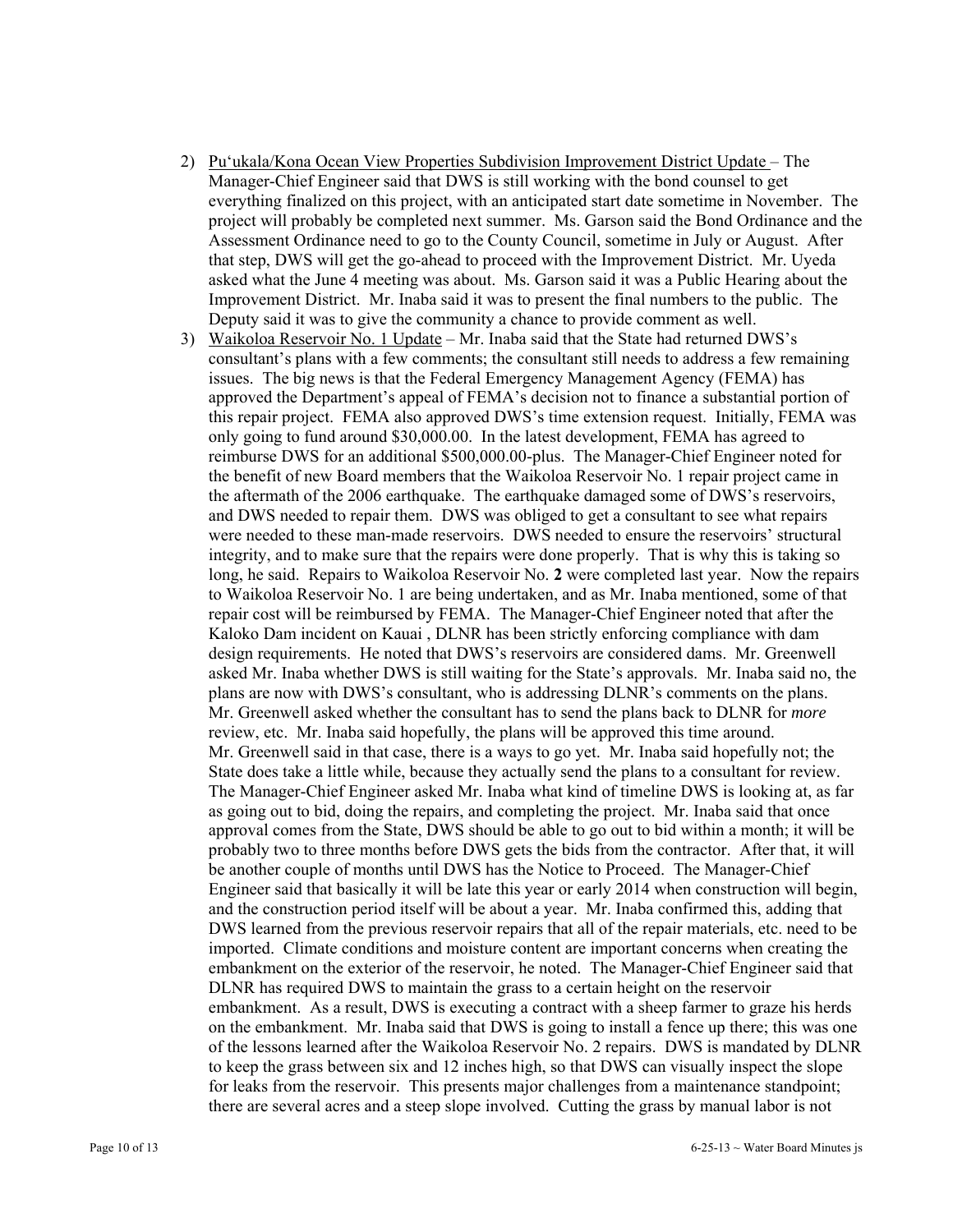2) <u>Pu'ukala/Kona Ocean View Properties Subdivision Improvement District Update</u> – The Manager-Chief Engineer said that DWS is still working with the bond counsel to get everything finalized on this project, with an anticipated start date sometime in November. The project will probably be completed next summer. Ms. Garson said the Bond Ordinance and the Assessment Ordinance need to go to the County Council, sometime in July or August. After that step, DWS will get the go-ahead to proceed with the Improvement District. Mr. Uyeda asked what the June 4 meeting was about. Ms. Garson said it was a Public Hearing about the Improvement District. Mr. Inaba said it was to present the final numbers to the public. The Deputy said it was to give the community a chance to provide comment as well.

3) <u>Waikoloa Reservoir No. 1 Update</u> – Mr. Inaba said that the State had returned DWS's consultant's plans with a few comments; the consultant still needs to address a few remaining issues. The big news is that the Federal Emergency Management Agency (FEMA) has approved the Department's appeal of FEMA's decision not to finance a substantial portion of this repair project. FEMA also approved DWS's time extension request. Initially, FEMA was only going to fund around $30,000.00. In the latest development, FEMA has agreed to reimburse DWS for an additional $500,000.00-plus. The Manager-Chief Engineer noted for the benefit of new Board members that the Waikoloa Reservoir No. 1 repair project came in the aftermath of the 2006 earthquake. The earthquake damaged some of DWS's reservoirs, and DWS needed to repair them. DWS was obliged to get a consultant to see what repairs were needed to these man-made reservoirs. DWS needed to ensure the reservoirs' structural integrity, and to make sure that the repairs were done properly. That is why this is taking so long, he said. Repairs to Waikoloa Reservoir No. **2** were completed last year. Now the repairs to Waikoloa Reservoir No. 1 are being undertaken, and as Mr. Inaba mentioned, some of that repair cost will be reimbursed by FEMA. The Manager-Chief Engineer noted that after the Kaloko Dam incident on Kauai , DLNR has been strictly enforcing compliance with dam design requirements. He noted that DWS's reservoirs are considered dams. Mr. Greenwell asked Mr. Inaba whether DWS is still waiting for the State's approvals. Mr. Inaba said no, the plans are now with DWS's consultant, who is addressing DLNR's comments on the plans. Mr. Greenwell asked whether the consultant has to send the plans back to DLNR for *more* review, etc. Mr. Inaba said hopefully, the plans will be approved this time around. Mr. Greenwell said in that case, there is a ways to go yet. Mr. Inaba said hopefully not; the State does take a little while, because they actually send the plans to a consultant for review. The Manager-Chief Engineer asked Mr. Inaba what kind of timeline DWS is looking at, as far as going out to bid, doing the repairs, and completing the project. Mr. Inaba said that once approval comes from the State, DWS should be able to go out to bid within a month; it will be probably two to three months before DWS gets the bids from the contractor. After that, it will be another couple of months until DWS has the Notice to Proceed. The Manager-Chief Engineer said that basically it will be late this year or early 2014 when construction will begin, and the construction period itself will be about a year. Mr. Inaba confirmed this, adding that DWS learned from the previous reservoir repairs that all of the repair materials, etc. need to be imported. Climate conditions and moisture content are important concerns when creating the embankment on the exterior of the reservoir, he noted. The Manager-Chief Engineer said that DLNR has required DWS to maintain the grass to a certain height on the reservoir embankment. As a result, DWS is executing a contract with a sheep farmer to graze his herds on the embankment. Mr. Inaba said that DWS is going to install a fence up there; this was one of the lessons learned after the Waikoloa Reservoir No. 2 repairs. DWS is mandated by DLNR to keep the grass between six and 12 inches high, so that DWS can visually inspect the slope for leaks from the reservoir. This presents major challenges from a maintenance standpoint; there are several acres and a steep slope involved. Cutting the grass by manual labor is not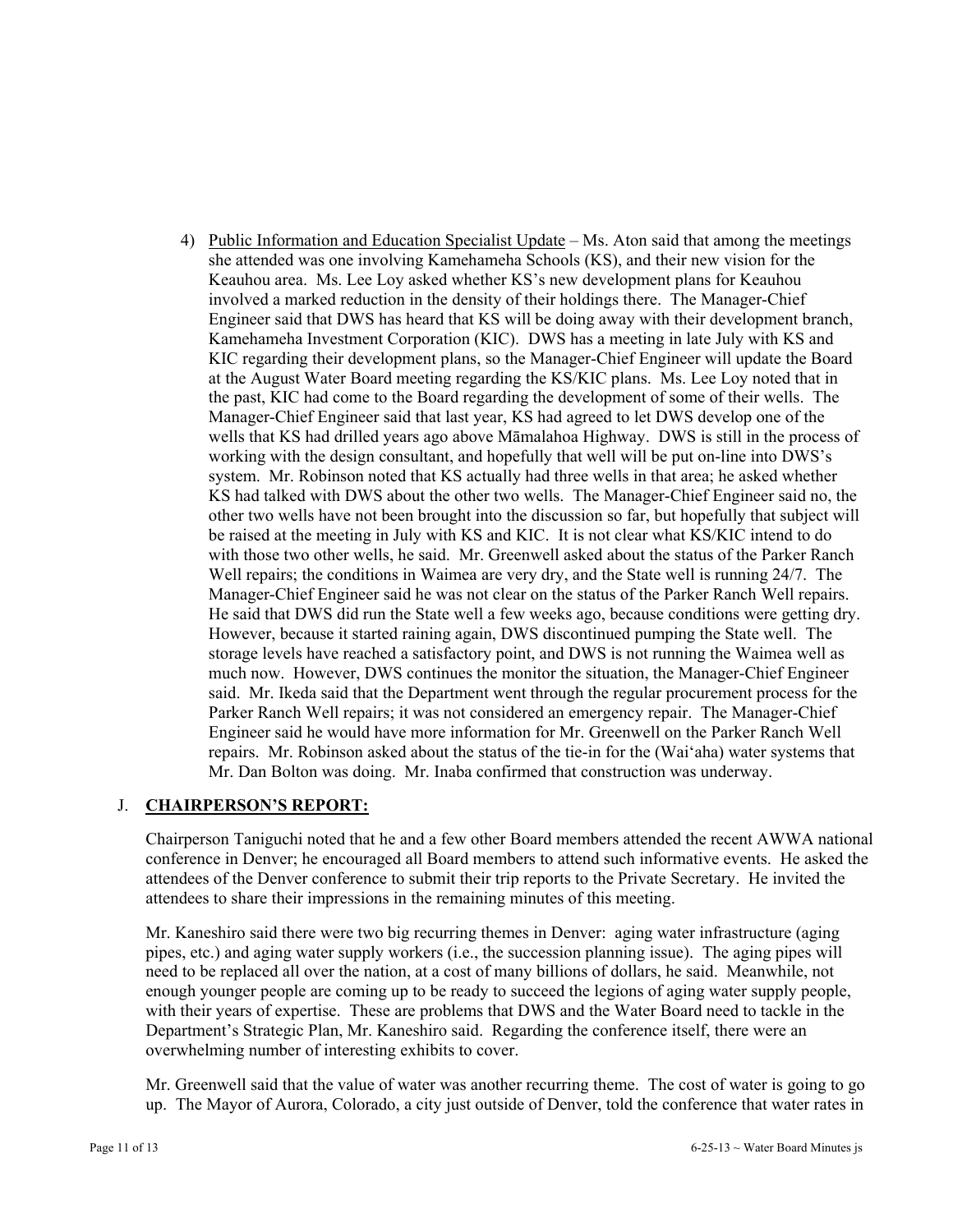4) Public Information and Education Specialist Update – Ms. Aton said that among the meetings she attended was one involving Kamehameha Schools (KS), and their new vision for the Keauhou area. Ms. Lee Loy asked whether KS's new development plans for Keauhou involved a marked reduction in the density of their holdings there. The Manager-Chief Engineer said that DWS has heard that KS will be doing away with their development branch, Kamehameha Investment Corporation (KIC). DWS has a meeting in late July with KS and KIC regarding their development plans, so the Manager-Chief Engineer will update the Board at the August Water Board meeting regarding the KS/KIC plans. Ms. Lee Loy noted that in the past, KIC had come to the Board regarding the development of some of their wells. The Manager-Chief Engineer said that last year, KS had agreed to let DWS develop one of the wells that KS had drilled years ago above Māmalahoa Highway. DWS is still in the process of working with the design consultant, and hopefully that well will be put on-line into DWS's system. Mr. Robinson noted that KS actually had three wells in that area; he asked whether KS had talked with DWS about the other two wells. The Manager-Chief Engineer said no, the other two wells have not been brought into the discussion so far, but hopefully that subject will be raised at the meeting in July with KS and KIC. It is not clear what KS/KIC intend to do with those two other wells, he said. Mr. Greenwell asked about the status of the Parker Ranch Well repairs; the conditions in Waimea are very dry, and the State well is running 24/7. The Manager-Chief Engineer said he was not clear on the status of the Parker Ranch Well repairs. He said that DWS did run the State well a few weeks ago, because conditions were getting dry. However, because it started raining again, DWS discontinued pumping the State well. The storage levels have reached a satisfactory point, and DWS is not running the Waimea well as much now. However, DWS continues the monitor the situation, the Manager-Chief Engineer said. Mr. Ikeda said that the Department went through the regular procurement process for the Parker Ranch Well repairs; it was not considered an emergency repair. The Manager-Chief Engineer said he would have more information for Mr. Greenwell on the Parker Ranch Well repairs. Mr. Robinson asked about the status of the tie-in for the (Wai'aha) water systems that Mr. Dan Bolton was doing. Mr. Inaba confirmed that construction was underway.

## J. **CHAIRPERSON'S REPORT:**

Chairperson Taniguchi noted that he and a few other Board members attended the recent AWWA national conference in Denver; he encouraged all Board members to attend such informative events. He asked the attendees of the Denver conference to submit their trip reports to the Private Secretary. He invited the attendees to share their impressions in the remaining minutes of this meeting.

Mr. Kaneshiro said there were two big recurring themes in Denver: aging water infrastructure (aging pipes, etc.) and aging water supply workers (i.e., the succession planning issue). The aging pipes will need to be replaced all over the nation, at a cost of many billions of dollars, he said. Meanwhile, not enough younger people are coming up to be ready to succeed the legions of aging water supply people, with their years of expertise. These are problems that DWS and the Water Board need to tackle in the Department's Strategic Plan, Mr. Kaneshiro said. Regarding the conference itself, there were an overwhelming number of interesting exhibits to cover.

Mr. Greenwell said that the value of water was another recurring theme. The cost of water is going to go up. The Mayor of Aurora, Colorado, a city just outside of Denver, told the conference that water rates in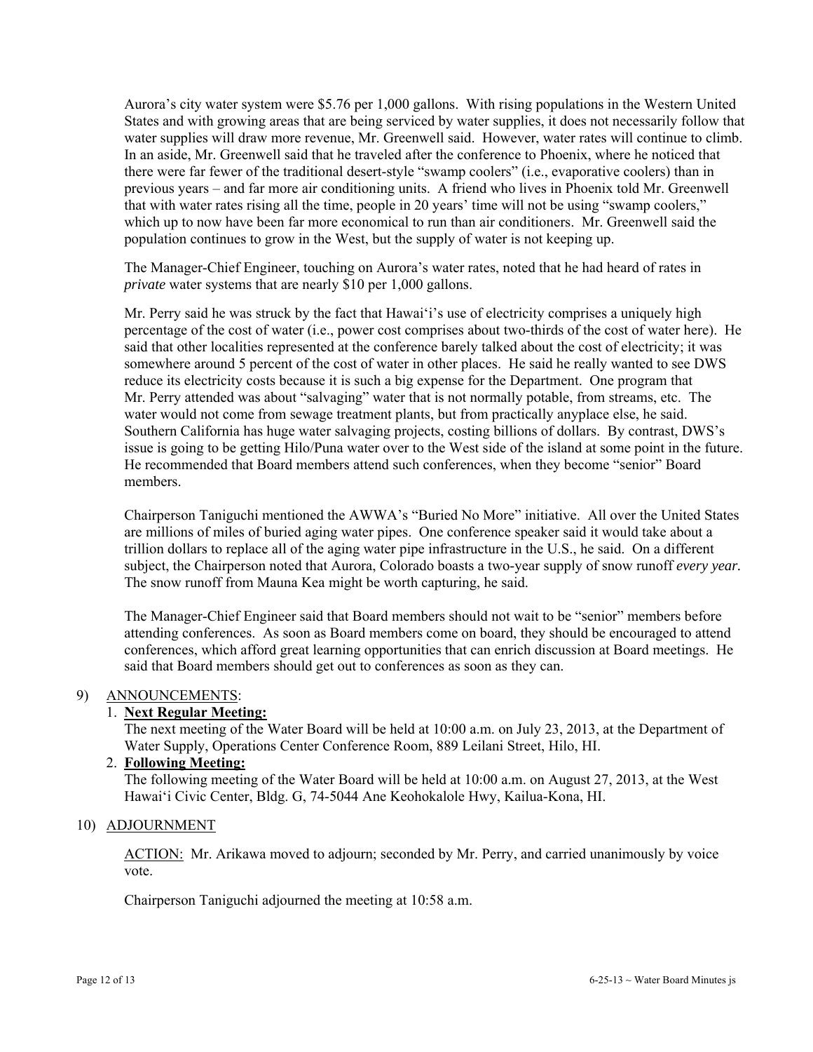Aurora's city water system were $5.76 per 1,000 gallons. With rising populations in the Western United States and with growing areas that are being serviced by water supplies, it does not necessarily follow that water supplies will draw more revenue, Mr. Greenwell said. However, water rates will continue to climb. In an aside, Mr. Greenwell said that he traveled after the conference to Phoenix, where he noticed that there were far fewer of the traditional desert-style "swamp coolers" (i.e., evaporative coolers) than in previous years – and far more air conditioning units. A friend who lives in Phoenix told Mr. Greenwell that with water rates rising all the time, people in 20 years' time will not be using "swamp coolers," which up to now have been far more economical to run than air conditioners. Mr. Greenwell said the population continues to grow in the West, but the supply of water is not keeping up.

The Manager-Chief Engineer, touching on Aurora's water rates, noted that he had heard of rates in *private* water systems that are nearly $10 per 1,000 gallons.

Mr. Perry said he was struck by the fact that Hawai'i's use of electricity comprises a uniquely high percentage of the cost of water (i.e., power cost comprises about two-thirds of the cost of water here). He said that other localities represented at the conference barely talked about the cost of electricity; it was somewhere around 5 percent of the cost of water in other places. He said he really wanted to see DWS reduce its electricity costs because it is such a big expense for the Department. One program that Mr. Perry attended was about "salvaging" water that is not normally potable, from streams, etc. The water would not come from sewage treatment plants, but from practically anyplace else, he said. Southern California has huge water salvaging projects, costing billions of dollars. By contrast, DWS's issue is going to be getting Hilo/Puna water over to the West side of the island at some point in the future. He recommended that Board members attend such conferences, when they become "senior" Board members.

Chairperson Taniguchi mentioned the AWWA's "Buried No More" initiative. All over the United States are millions of miles of buried aging water pipes. One conference speaker said it would take about a trillion dollars to replace all of the aging water pipe infrastructure in the U.S., he said. On a different subject, the Chairperson noted that Aurora, Colorado boasts a two-year supply of snow runoff *every year.* The snow runoff from Mauna Kea might be worth capturing, he said.

The Manager-Chief Engineer said that Board members should not wait to be "senior" members before attending conferences. As soon as Board members come on board, they should be encouraged to attend conferences, which afford great learning opportunities that can enrich discussion at Board meetings. He said that Board members should get out to conferences as soon as they can.

9) ANNOUNCEMENTS:

1. **Next Regular Meeting:**
   The next meeting of the Water Board will be held at 10:00 a.m. on July 23, 2013, at the Department of Water Supply, Operations Center Conference Room, 889 Leilani Street, Hilo, HI.
2. **Following Meeting:**
   The following meeting of the Water Board will be held at 10:00 a.m. on August 27, 2013, at the West Hawai'i Civic Center, Bldg. G, 74-5044 Ane Keohokalole Hwy, Kailua-Kona, HI.

10) ADJOURNMENT

ACTION: Mr. Arikawa moved to adjourn; seconded by Mr. Perry, and carried unanimously by voice vote.

Chairperson Taniguchi adjourned the meeting at 10:58 a.m.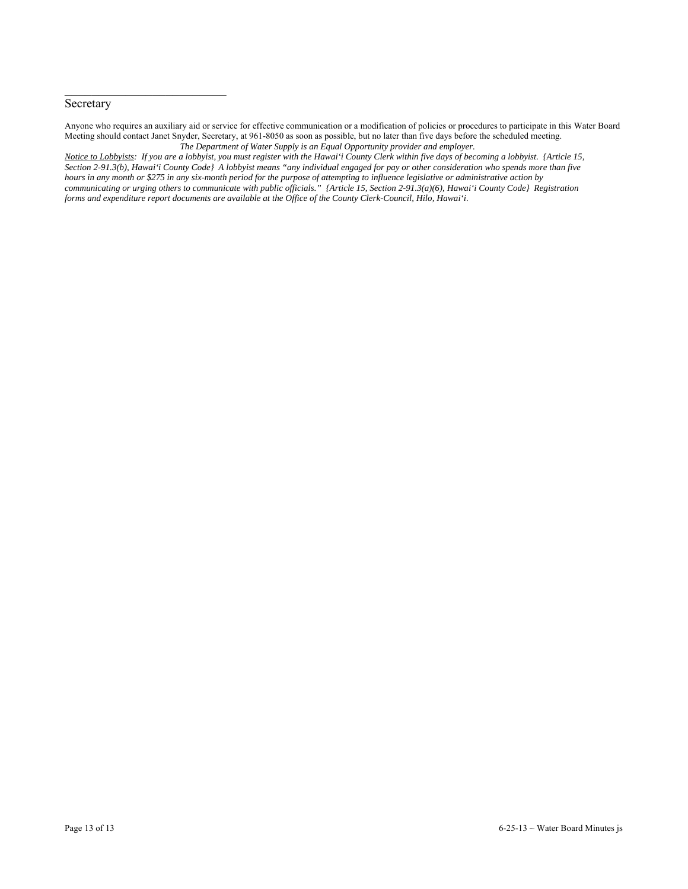\_\_\_\_\_\_\_\_\_\_\_\_\_\_\_\_\_\_\_\_\_\_\_\_\_\_\_\_\_\_
Secretary

Anyone who requires an auxiliary aid or service for effective communication or a modification of policies or procedures to participate in this Water Board Meeting should contact Janet Snyder, Secretary, at 961-8050 as soon as possible, but no later than five days before the scheduled meeting.

*The Department of Water Supply is an Equal Opportunity provider and employer.*

*<u>Notice to Lobbyists</u>: If you are a lobbyist, you must register with the Hawai'i County Clerk within five days of becoming a lobbyist. {Article 15, Section 2-91.3(b), Hawai'i County Code} A lobbyist means "any individual engaged for pay or other consideration who spends more than five hours in any month or $275 in any six-month period for the purpose of attempting to influence legislative or administrative action by communicating or urging others to communicate with public officials." {Article 15, Section 2-91.3(a)(6), Hawai'i County Code} Registration forms and expenditure report documents are available at the Office of the County Clerk-Council, Hilo, Hawai'i.*